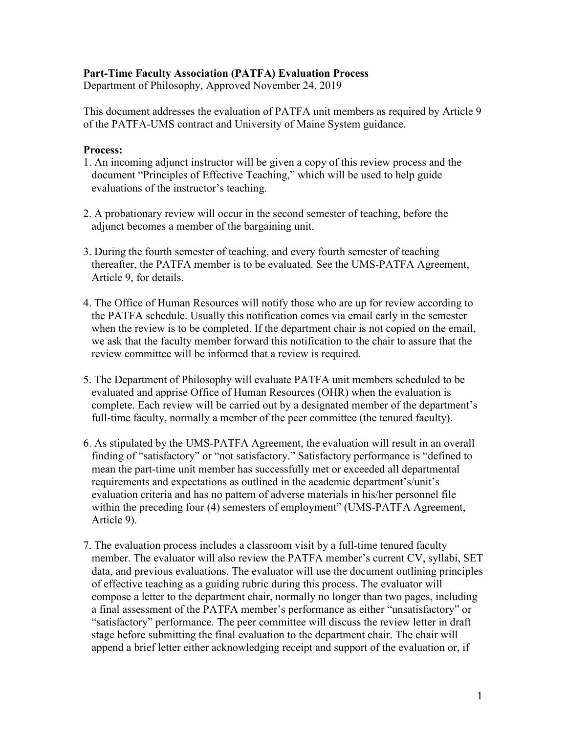**Part-Time Faculty Association (PATFA) Evaluation Process**
Department of Philosophy, Approved November 24, 2019

This document addresses the evaluation of PATFA unit members as required by Article 9 of the PATFA-UMS contract and University of Maine System guidance.

**Process:**

1. An incoming adjunct instructor will be given a copy of this review process and the document "Principles of Effective Teaching," which will be used to help guide evaluations of the instructor's teaching.

2. A probationary review will occur in the second semester of teaching, before the adjunct becomes a member of the bargaining unit.

3. During the fourth semester of teaching, and every fourth semester of teaching thereafter, the PATFA member is to be evaluated. See the UMS-PATFA Agreement, Article 9, for details.

4. The Office of Human Resources will notify those who are up for review according to the PATFA schedule. Usually this notification comes via email early in the semester when the review is to be completed. If the department chair is not copied on the email, we ask that the faculty member forward this notification to the chair to assure that the review committee will be informed that a review is required.

5. The Department of Philosophy will evaluate PATFA unit members scheduled to be evaluated and apprise Office of Human Resources (OHR) when the evaluation is complete. Each review will be carried out by a designated member of the department's full-time faculty, normally a member of the peer committee (the tenured faculty).

6. As stipulated by the UMS-PATFA Agreement, the evaluation will result in an overall finding of "satisfactory" or "not satisfactory." Satisfactory performance is "defined to mean the part-time unit member has successfully met or exceeded all departmental requirements and expectations as outlined in the academic department's/unit's evaluation criteria and has no pattern of adverse materials in his/her personnel file within the preceding four (4) semesters of employment" (UMS-PATFA Agreement, Article 9).

7. The evaluation process includes a classroom visit by a full-time tenured faculty member. The evaluator will also review the PATFA member's current CV, syllabi, SET data, and previous evaluations. The evaluator will use the document outlining principles of effective teaching as a guiding rubric during this process. The evaluator will compose a letter to the department chair, normally no longer than two pages, including a final assessment of the PATFA member's performance as either "unsatisfactory" or "satisfactory" performance. The peer committee will discuss the review letter in draft stage before submitting the final evaluation to the department chair. The chair will append a brief letter either acknowledging receipt and support of the evaluation or, if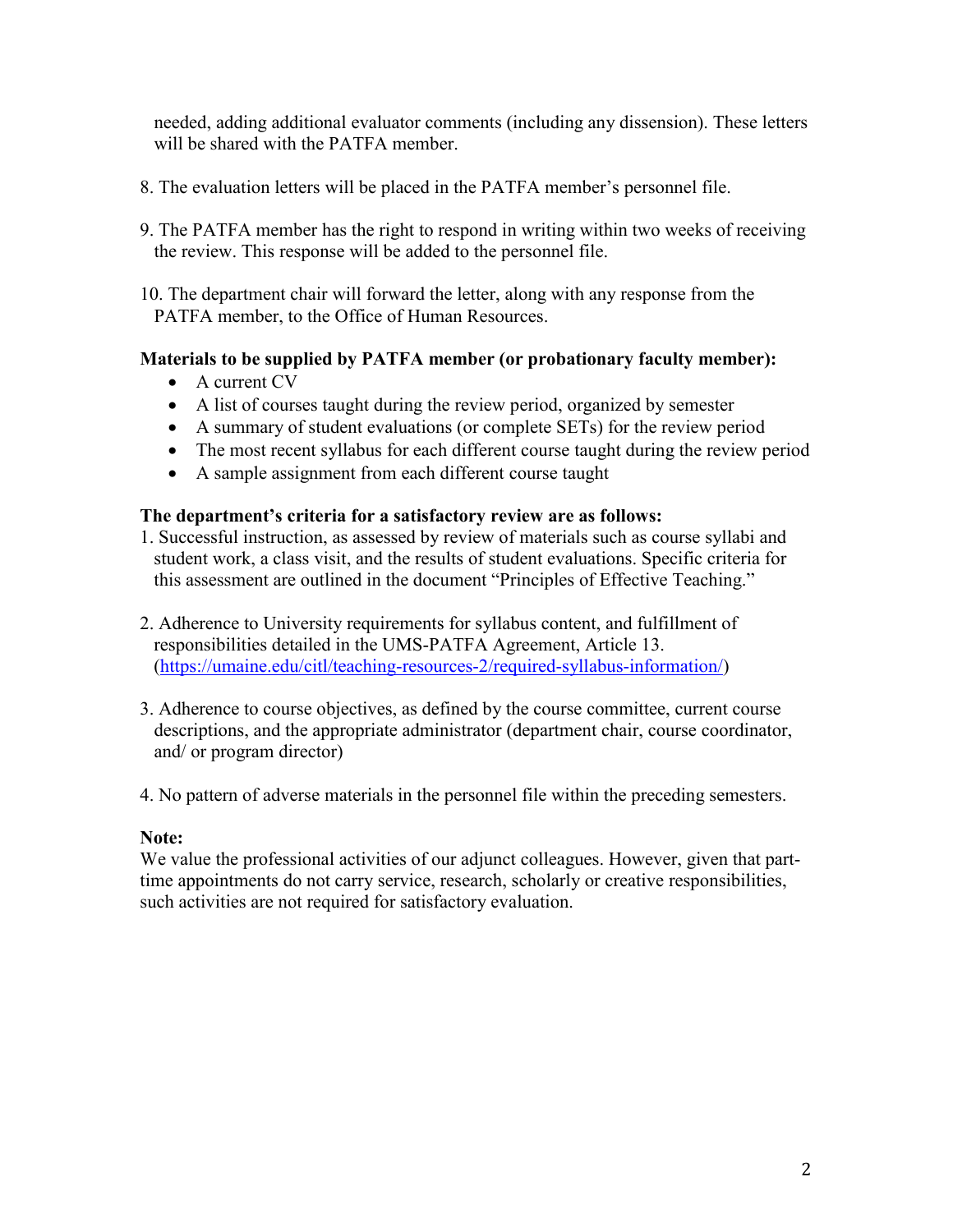needed, adding additional evaluator comments (including any dissension). These letters will be shared with the PATFA member.

8. The evaluation letters will be placed in the PATFA member's personnel file.

9. The PATFA member has the right to respond in writing within two weeks of receiving the review. This response will be added to the personnel file.

10. The department chair will forward the letter, along with any response from the PATFA member, to the Office of Human Resources.

**Materials to be supplied by PATFA member (or probationary faculty member):**

- A current CV
- A list of courses taught during the review period, organized by semester
- A summary of student evaluations (or complete SETs) for the review period
- The most recent syllabus for each different course taught during the review period
- A sample assignment from each different course taught

**The department's criteria for a satisfactory review are as follows:**

1. Successful instruction, as assessed by review of materials such as course syllabi and student work, a class visit, and the results of student evaluations. Specific criteria for this assessment are outlined in the document "Principles of Effective Teaching."

2. Adherence to University requirements for syllabus content, and fulfillment of responsibilities detailed in the UMS-PATFA Agreement, Article 13. (https://umaine.edu/citl/teaching-resources-2/required-syllabus-information/)

3. Adherence to course objectives, as defined by the course committee, current course descriptions, and the appropriate administrator (department chair, course coordinator, and/ or program director)

4. No pattern of adverse materials in the personnel file within the preceding semesters.

**Note:**

We value the professional activities of our adjunct colleagues. However, given that part-time appointments do not carry service, research, scholarly or creative responsibilities, such activities are not required for satisfactory evaluation.